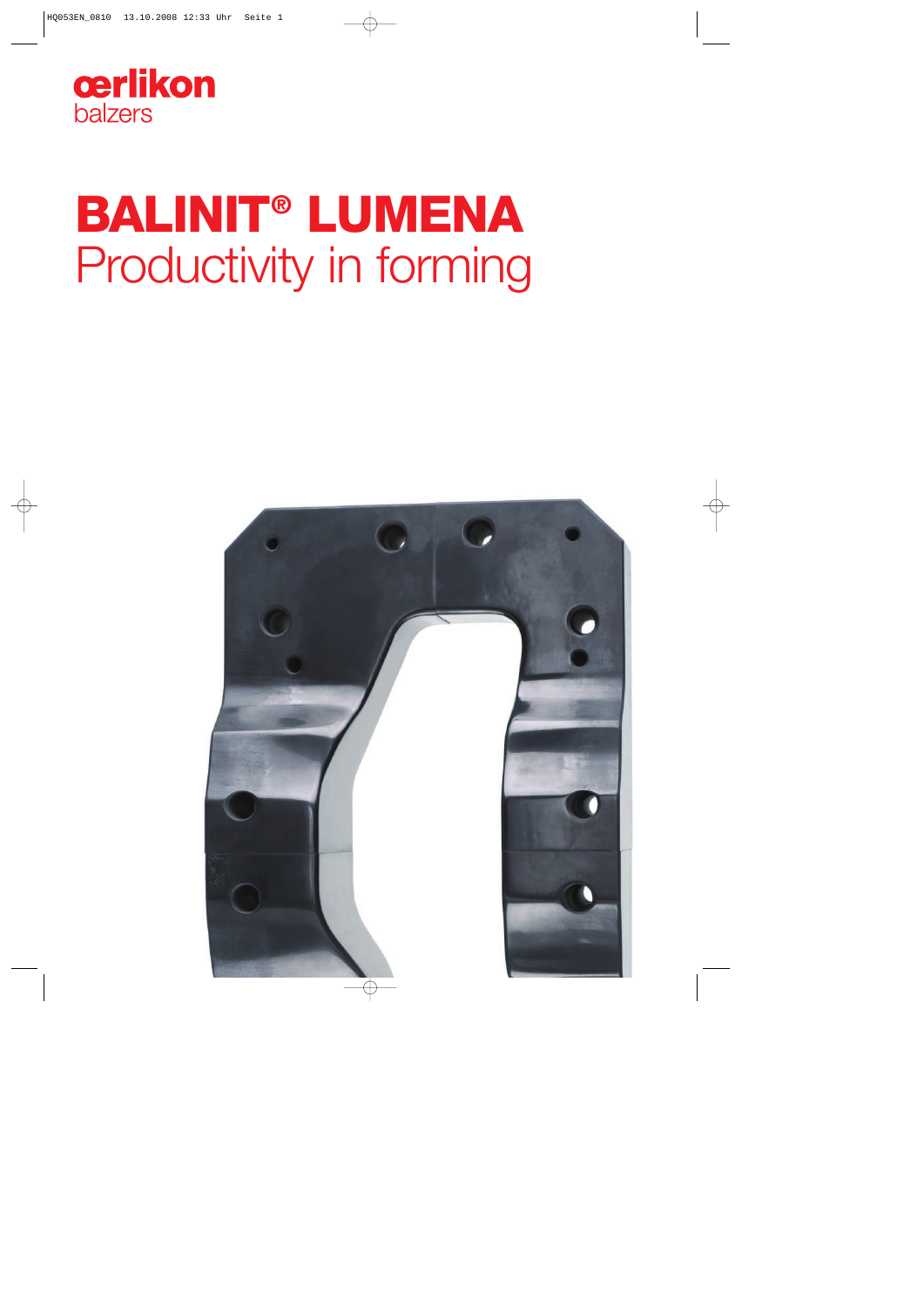oerlikon
balzers

# BALINIT® LUMENA
## Productivity in forming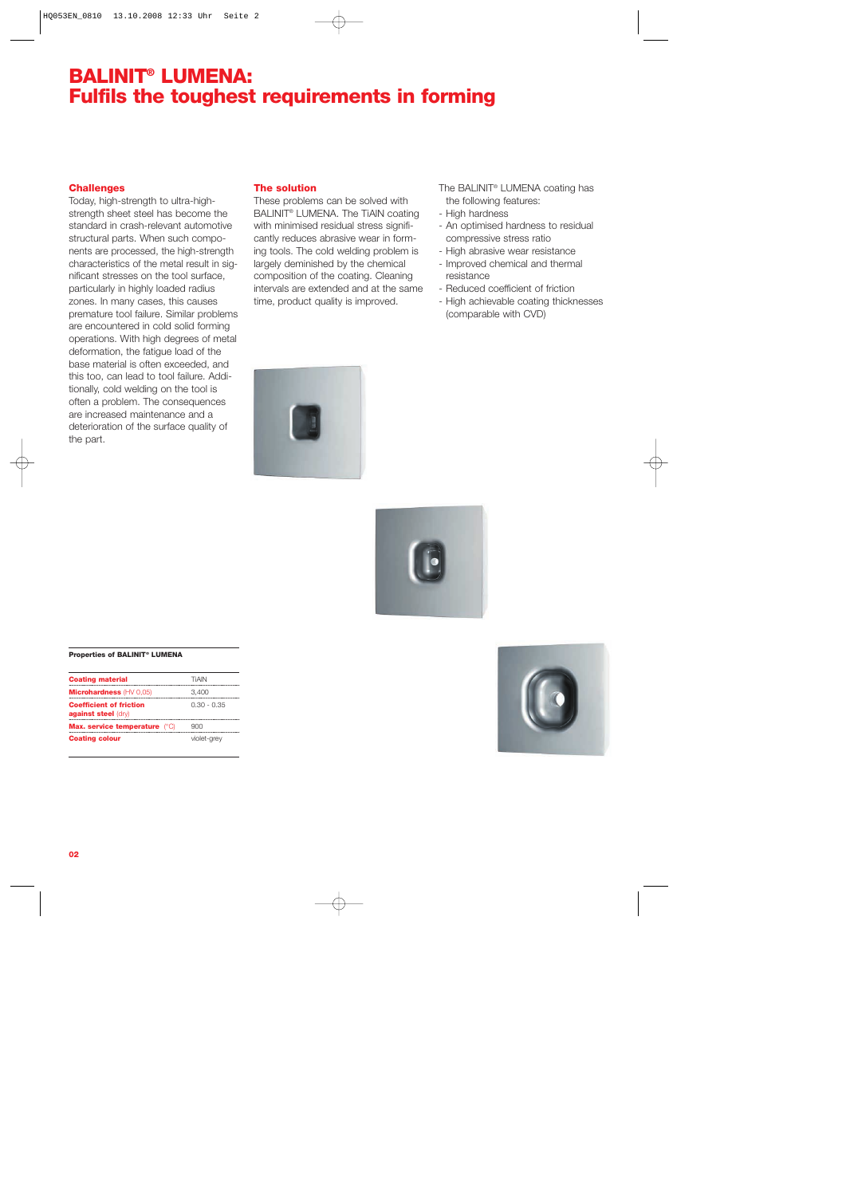# BALINIT® LUMENA:
# Fulfils the toughest requirements in forming

### Challenges

Today, high-strength to ultra-high-strength sheet steel has become the standard in crash-relevant automotive structural parts. When such components are processed, the high-strength characteristics of the metal result in significant stresses on the tool surface, particularly in highly loaded radius zones. In many cases, this causes premature tool failure. Similar problems are encountered in cold solid forming operations. With high degrees of metal deformation, the fatigue load of the base material is often exceeded, and this too, can lead to tool failure. Additionally, cold welding on the tool is often a problem. The consequences are increased maintenance and a deterioration of the surface quality of the part.

### The solution

These problems can be solved with BALINIT® LUMENA. The TiAlN coating with minimised residual stress significantly reduces abrasive wear in forming tools. The cold welding problem is largely diminished by the chemical composition of the coating. Cleaning intervals are extended and at the same time, product quality is improved.

The BALINIT® LUMENA coating has the following features:

- High hardness
- An optimised hardness to residual compressive stress ratio
- High abrasive wear resistance
- Improved chemical and thermal resistance
- Reduced coefficient of friction
- High achievable coating thicknesses (comparable with CVD)

**Properties of BALINIT® LUMENA**

| | |
|---|---|
| **Coating material** | TiAlN |
| **Microhardness** (HV 0,05) | 3,400 |
| **Coefficient of friction against steel** (dry) | 0.30 - 0.35 |
| **Max. service temperature** (°C) | 900 |
| **Coating colour** | violet-grey |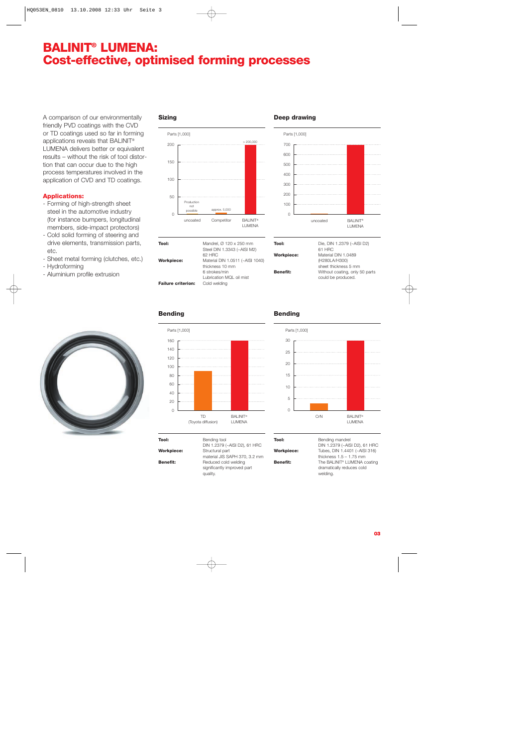# BALINIT® LUMENA: Cost-effective, optimised forming processes

A comparison of our environmentally friendly PVD coatings with the CVD or TD coatings used so far in forming applications reveals that BALINIT® LUMENA delivers better or equivalent results – without the risk of tool distortion that can occur due to the high process temperatures involved in the application of CVD and TD coatings.

### Applications:

- Forming of high-strength sheet steel in the automotive industry (for instance bumpers, longitudinal members, side-impact protectors)
- Cold solid forming of steering and drive elements, transmission parts, etc.
- Sheet metal forming (clutches, etc.)
- Hydroforming
- Aluminium profile extrusion

## Sizing

Parts [1,000]

| | uncoated | Competitor | BALINIT® LUMENA |
|---|---|---|---|
| Parts [1,000] | Production not possible | approx. 5,000 | > 200,000 |

| | |
|---|---|
| **Tool:** | Mandrel, Ø 120 x 250 mm Steel DIN 1.3343 (~AISI M2) 62 HRC |
| **Workpiece:** | Material DIN 1.0511 (~AISI 1040) thickness 10 mm 6 strokes/min Lubrication MQL oil mist |
| **Failure criterion:** | Cold welding |

## Deep drawing

Parts [1,000]

Categories: uncoated, BALINIT® LUMENA

| | |
|---|---|
| **Tool:** | Die, DIN 1.2379 (~AISI D2) 61 HRC |
| **Workpiece:** | Material DIN 1.0489 (H280LA/H300) sheet thickness 5 mm |
| **Benefit:** | Without coating, only 50 parts could be produced. |

## Bending

Parts [1,000]

Categories: TD (Toyota diffusion), BALINIT® LUMENA

| | |
|---|---|
| **Tool:** | Bending tool DIN 1.2379 (~AISI D2), 61 HRC |
| **Workpiece:** | Structural part material JIS SAPH 370, 3.2 mm |
| **Benefit:** | Reduced cold welding significantly improved part quality. |

## Bending

Parts [1,000]

Categories: CrN, BALINIT® LUMENA

| | |
|---|---|
| **Tool:** | Bending mandrel DIN 1.2379 (~AISI D2), 61 HRC |
| **Workpiece:** | Tubes, DIN 1.4401 (~AISI 316) thickness 1.5 – 1.75 mm |
| **Benefit:** | The BALINIT® LUMENA coating dramatically reduces cold welding. |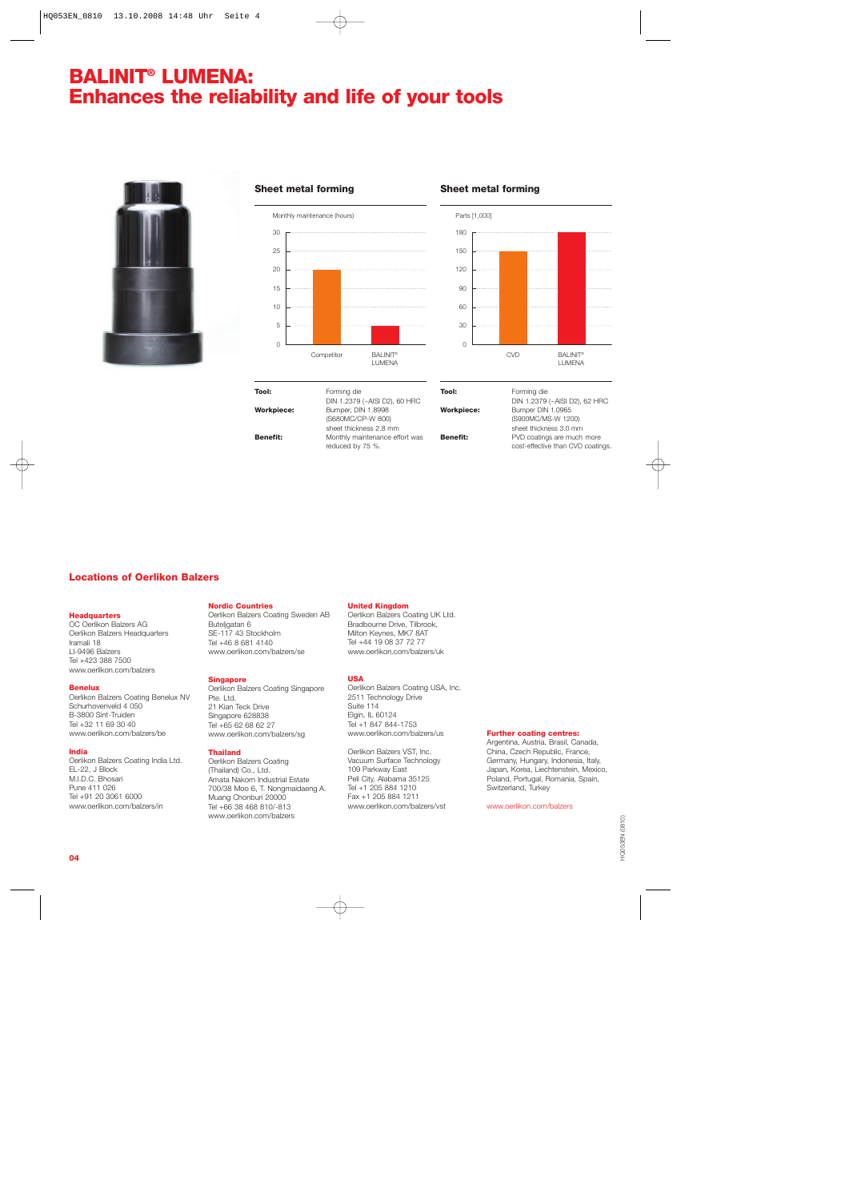# BALINIT® LUMENA: Enhances the reliability and life of your tools

### Sheet metal forming

Monthly maintenance (hours)

30
25
20
15
10
5
0

Competitor
BALINIT® LUMENA

| | |
|---|---|
| **Tool:** | Forming die DIN 1.2379 (~AISI D2), 60 HRC |
| **Workpiece:** | Bumper, DIN 1.8998 (S680MC/CP-W 800) sheet thickness 2.8 mm |
| **Benefit:** | Monthly maintenance effort was reduced by 75 %. |

### Sheet metal forming

Parts [1,000]

180
150
120
90
60
30
0

CVD
BALINIT® LUMENA

| | |
|---|---|
| **Tool:** | Forming die DIN 1.2379 (~AISI D2), 62 HRC |
| **Workpiece:** | Bumper DIN 1.0965 (S900MC/MS-W 1200) sheet thickness 3.0 mm |
| **Benefit:** | PVD coatings are much more cost-effective than CVD coatings. |

## Locations of Oerlikon Balzers

**Headquarters**
OC Oerlikon Balzers AG
Oerlikon Balzers Headquarters
Iramali 18
LI-9496 Balzers
Tel +423 388 7500
www.oerlikon.com/balzers

**Benelux**
Oerlikon Balzers Coating Benelux NV
Schurhovenveld 4 050
B-3800 Sint-Truiden
Tel +32 11 69 30 40
www.oerlikon.com/balzers/be

**India**
Oerlikon Balzers Coating India Ltd.
EL-22, J Block
M.I.D.C. Bhosari
Pune 411 026
Tel +91 20 3061 6000
www.oerlikon.com/balzers/in

**Nordic Countries**
Oerlikon Balzers Coating Sweden AB
Buteljgatan 6
SE-117 43 Stockholm
Tel +46 8 681 4140
www.oerlikon.com/balzers/se

**Singapore**
Oerlikon Balzers Coating Singapore Pte. Ltd.
21 Kian Teck Drive
Singapore 628838
Tel +65 62 68 62 27
www.oerlikon.com/balzers/sg

**Thailand**
Oerlikon Balzers Coating (Thailand) Co., Ltd.
Amata Nakorn Industrial Estate
700/38 Moo 6, T. Nongmaidaeng A.
Muang Chonburi 20000
Tel +66 38 468 810/-813
www.oerlikon.com/balzers

**United Kingdom**
Oerlikon Balzers Coating UK Ltd.
Bradbourne Drive, Tilbrook,
Milton Keynes, MK7 8AT
Tel +44 19 08 37 72 77
www.oerlikon.com/balzers/uk

**USA**
Oerlikon Balzers Coating USA, Inc.
2511 Technology Drive
Suite 114
Elgin, IL 60124
Tel +1 847 844-1753
www.oerlikon.com/balzers/us

Oerlikon Balzers VST, Inc.
Vacuum Surface Technology
109 Parkway East
Pell City, Alabama 35125
Tel +1 205 884 1210
Fax +1 205 884 1211
www.oerlikon.com/balzers/vst

**Further coating centres:**
Argentina, Austria, Brasil, Canada, China, Czech Republic, France, Germany, Hungary, Indonesia, Italy, Japan, Korea, Liechtenstein, Mexico, Poland, Portugal, Romania, Spain, Switzerland, Turkey

www.oerlikon.com/balzers

HQ053EN (0810)